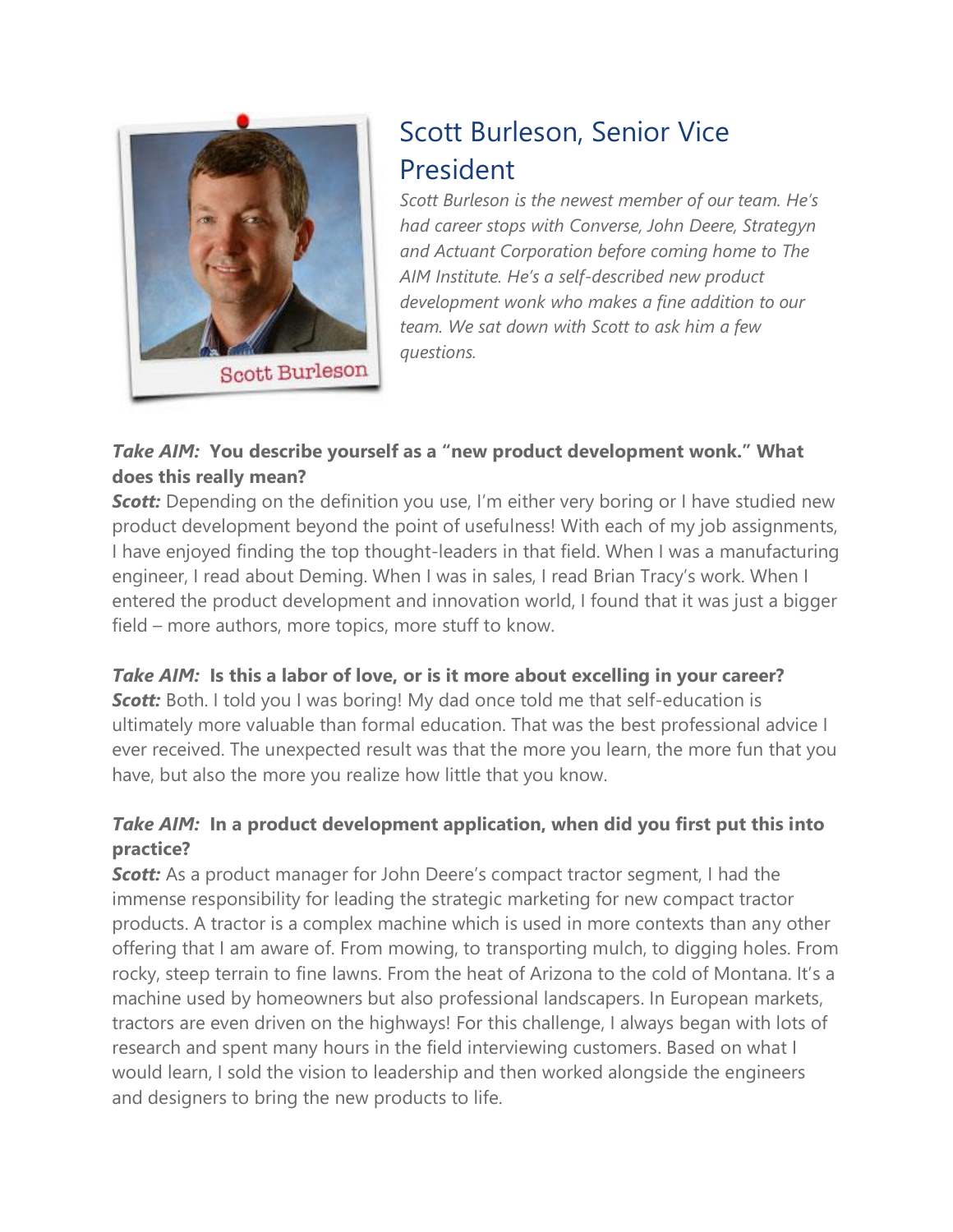# Scott Burleson, Senior Vice President

*Scott Burleson is the newest member of our team. He's had career stops with Converse, John Deere, Strategyn and Actuant Corporation before coming home to The AIM Institute. He's a self-described new product development wonk who makes a fine addition to our team. We sat down with Scott to ask him a few questions.*

***Take AIM:*** **You describe yourself as a "new product development wonk." What does this really mean?**
***Scott:*** Depending on the definition you use, I'm either very boring or I have studied new product development beyond the point of usefulness! With each of my job assignments, I have enjoyed finding the top thought-leaders in that field. When I was a manufacturing engineer, I read about Deming. When I was in sales, I read Brian Tracy's work. When I entered the product development and innovation world, I found that it was just a bigger field – more authors, more topics, more stuff to know.

***Take AIM:*** **Is this a labor of love, or is it more about excelling in your career?**
***Scott:*** Both. I told you I was boring! My dad once told me that self-education is ultimately more valuable than formal education. That was the best professional advice I ever received. The unexpected result was that the more you learn, the more fun that you have, but also the more you realize how little that you know.

***Take AIM:*** **In a product development application, when did you first put this into practice?**
***Scott:*** As a product manager for John Deere's compact tractor segment, I had the immense responsibility for leading the strategic marketing for new compact tractor products. A tractor is a complex machine which is used in more contexts than any other offering that I am aware of. From mowing, to transporting mulch, to digging holes. From rocky, steep terrain to fine lawns. From the heat of Arizona to the cold of Montana. It's a machine used by homeowners but also professional landscapers. In European markets, tractors are even driven on the highways! For this challenge, I always began with lots of research and spent many hours in the field interviewing customers. Based on what I would learn, I sold the vision to leadership and then worked alongside the engineers and designers to bring the new products to life.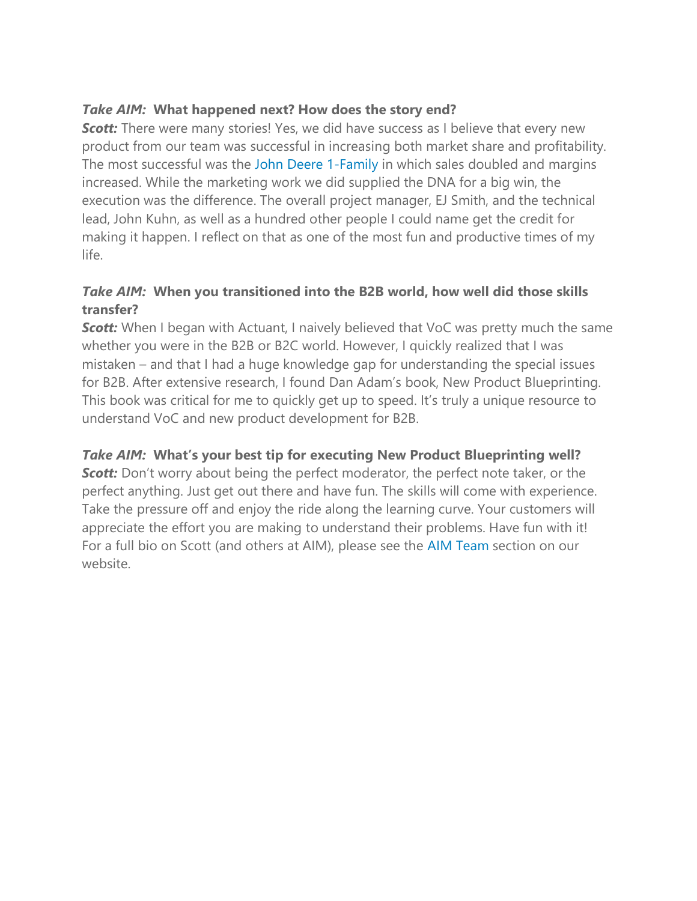***Take AIM:*** **What happened next? How does the story end?**
***Scott:*** There were many stories! Yes, we did have success as I believe that every new product from our team was successful in increasing both market share and profitability. The most successful was the John Deere 1-Family in which sales doubled and margins increased. While the marketing work we did supplied the DNA for a big win, the execution was the difference. The overall project manager, EJ Smith, and the technical lead, John Kuhn, as well as a hundred other people I could name get the credit for making it happen. I reflect on that as one of the most fun and productive times of my life.

***Take AIM:*** **When you transitioned into the B2B world, how well did those skills transfer?**
***Scott:*** When I began with Actuant, I naively believed that VoC was pretty much the same whether you were in the B2B or B2C world. However, I quickly realized that I was mistaken – and that I had a huge knowledge gap for understanding the special issues for B2B. After extensive research, I found Dan Adam's book, New Product Blueprinting. This book was critical for me to quickly get up to speed. It's truly a unique resource to understand VoC and new product development for B2B.

***Take AIM:*** **What's your best tip for executing New Product Blueprinting well?**
***Scott:*** Don't worry about being the perfect moderator, the perfect note taker, or the perfect anything. Just get out there and have fun. The skills will come with experience. Take the pressure off and enjoy the ride along the learning curve. Your customers will appreciate the effort you are making to understand their problems. Have fun with it!
For a full bio on Scott (and others at AIM), please see the AIM Team section on our website.